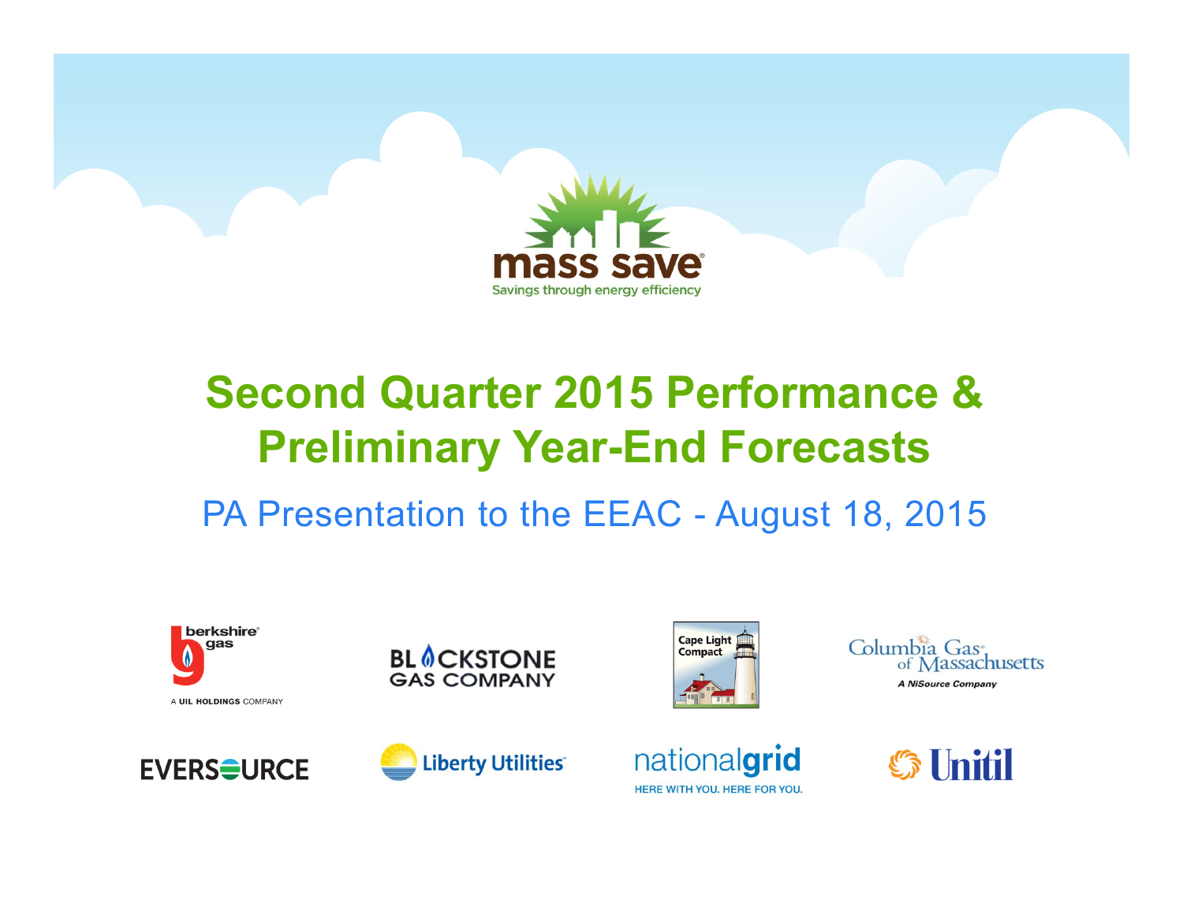# Second Quarter 2015 Performance & Preliminary Year-End Forecasts

## PA Presentation to the EEAC - August 18, 2015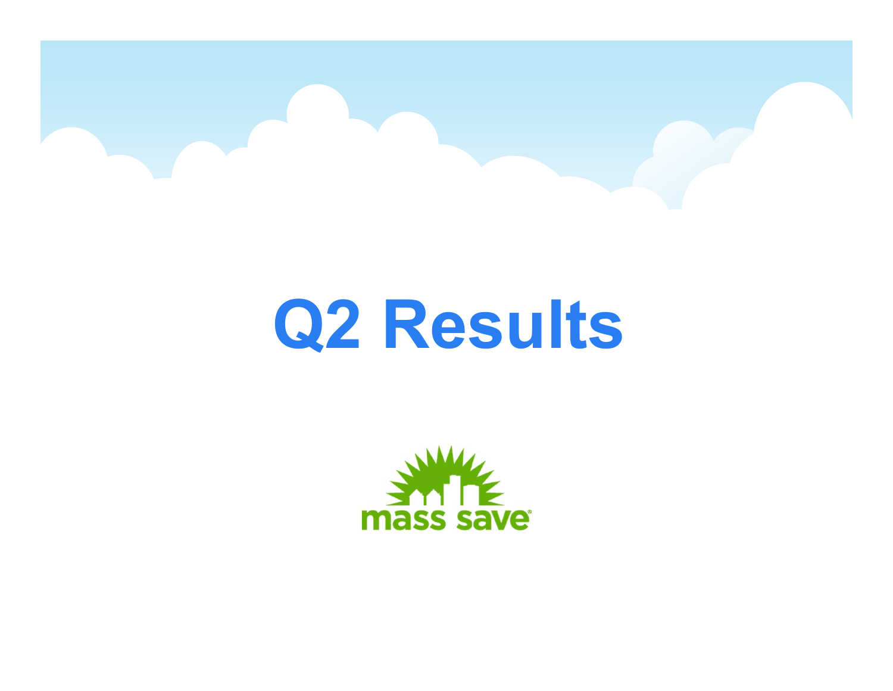# Q2 Results

mass save®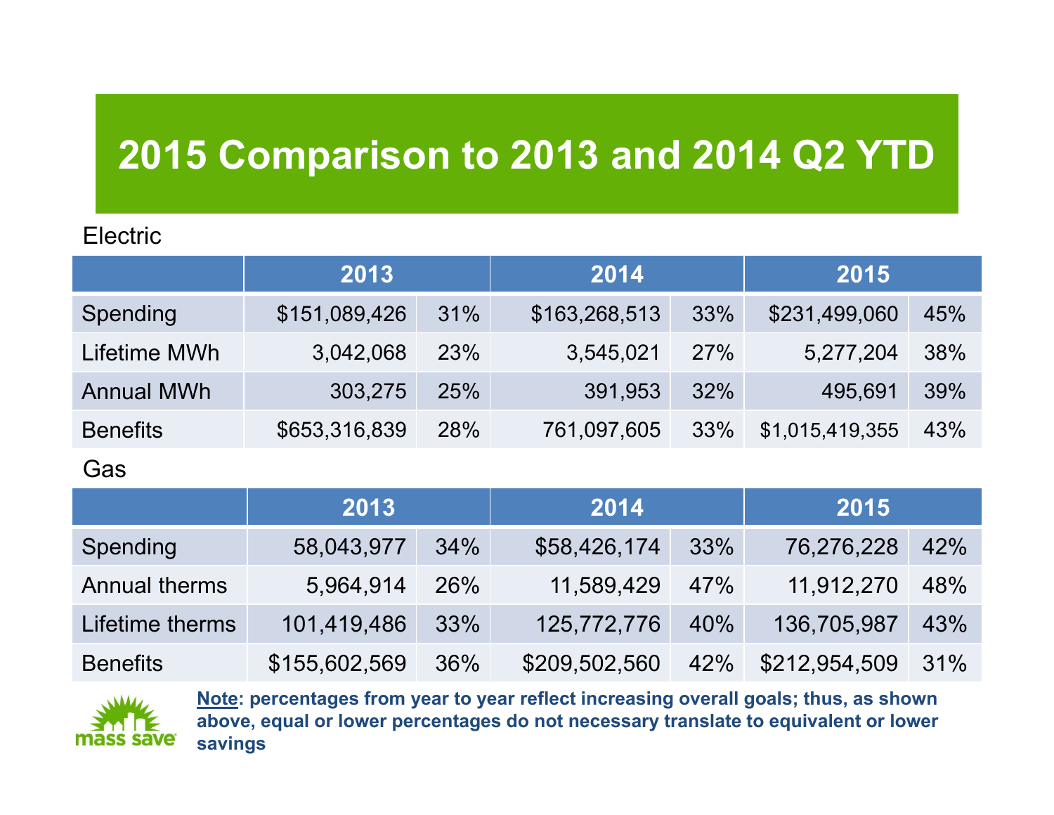# 2015 Comparison to 2013 and 2014 Q2 YTD

Electric

| | 2013 | | 2014 | | 2015 | |
|---|---|---|---|---|---|---|
| Spending | $151,089,426 | 31% | $163,268,513 | 33% | $231,499,060 | 45% |
| Lifetime MWh | 3,042,068 | 23% | 3,545,021 | 27% | 5,277,204 | 38% |
| Annual MWh | 303,275 | 25% | 391,953 | 32% | 495,691 | 39% |
| Benefits | $653,316,839 | 28% | 761,097,605 | 33% | $1,015,419,355 | 43% |

Gas

| | 2013 | | 2014 | | 2015 | |
|---|---|---|---|---|---|---|
| Spending | 58,043,977 | 34% | $58,426,174 | 33% | 76,276,228 | 42% |
| Annual therms | 5,964,914 | 26% | 11,589,429 | 47% | 11,912,270 | 48% |
| Lifetime therms | 101,419,486 | 33% | 125,772,776 | 40% | 136,705,987 | 43% |
| Benefits | $155,602,569 | 36% | $209,502,560 | 42% | $212,954,509 | 31% |

mass save

**Note: percentages from year to year reflect increasing overall goals; thus, as shown above, equal or lower percentages do not necessary translate to equivalent or lower savings**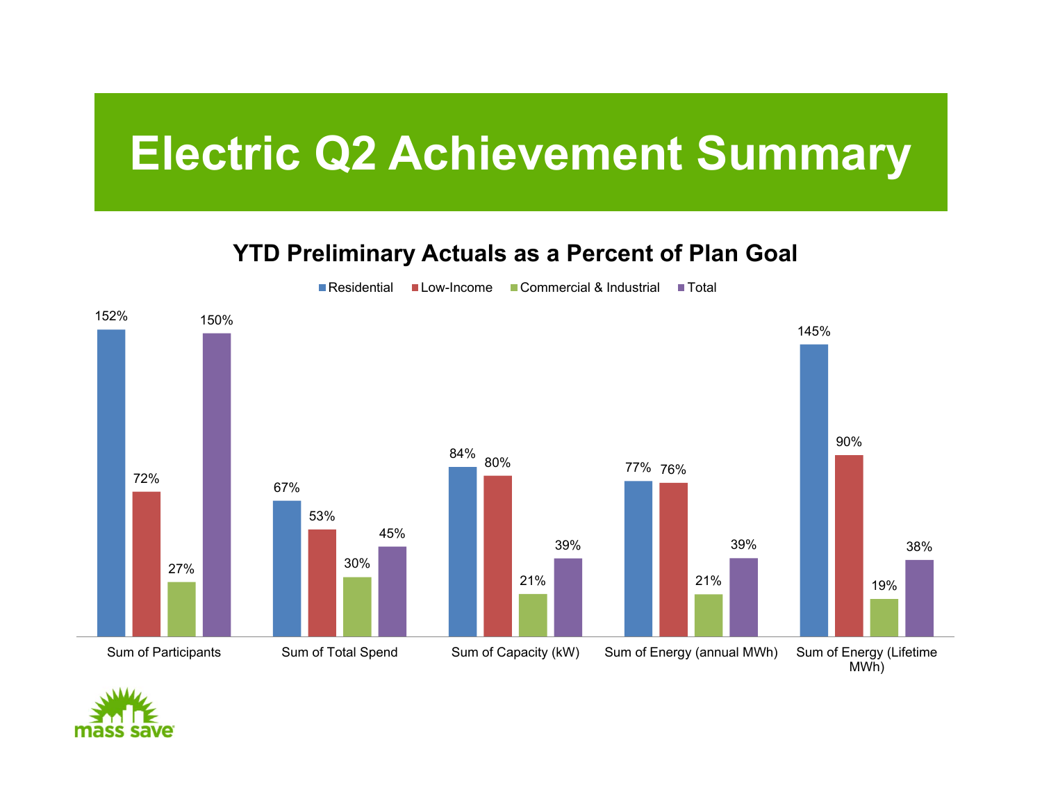# Electric Q2 Achievement Summary

## YTD Preliminary Actuals as a Percent of Plan Goal

| | Residential | Low-Income | Commercial & Industrial | Total |
|---|---|---|---|---|
| Sum of Participants | 152% | 72% | 27% | 150% |
| Sum of Total Spend | 67% | 53% | 30% | 45% |
| Sum of Capacity (kW) | 84% | 80% | 21% | 39% |
| Sum of Energy (annual MWh) | 77% | 76% | 21% | 39% |
| Sum of Energy (Lifetime MWh) | 145% | 90% | 19% | 38% |

mass save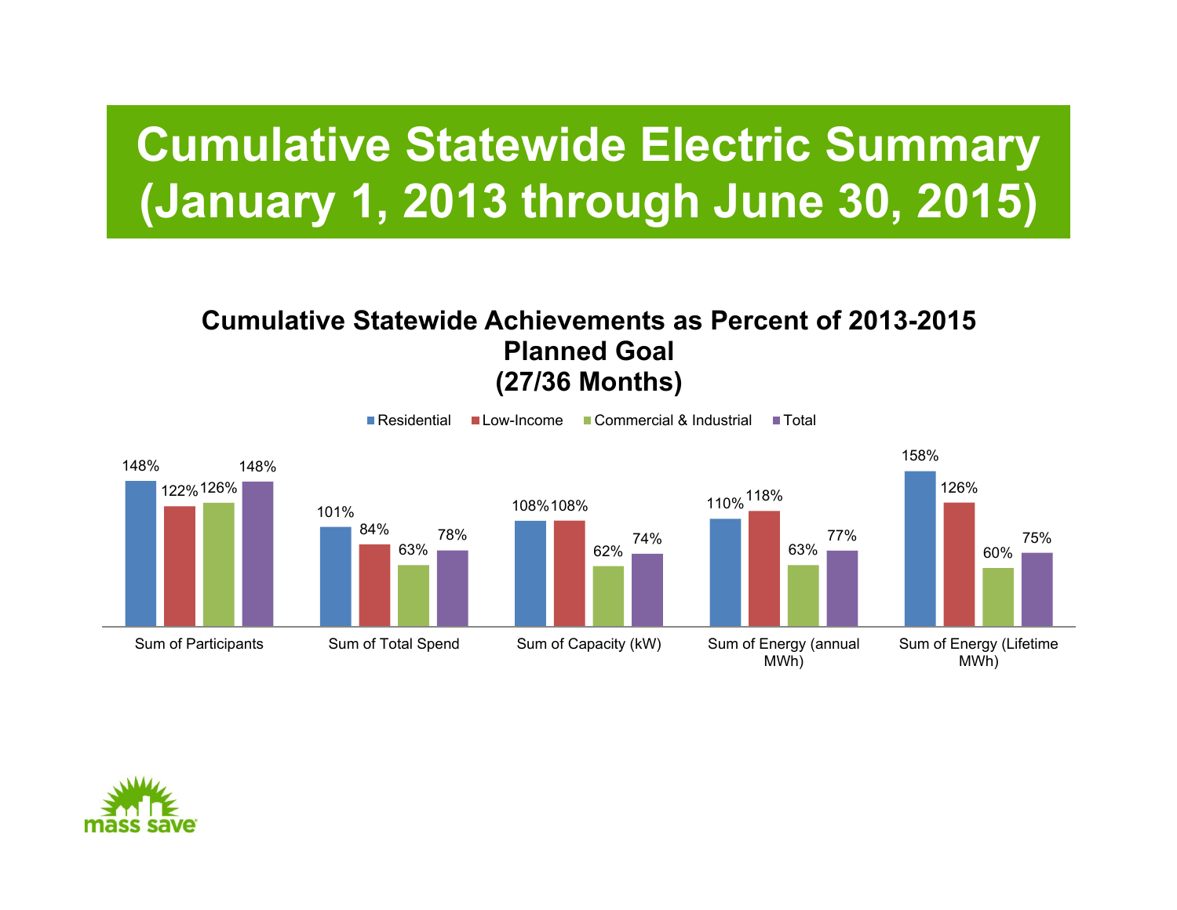# Cumulative Statewide Electric Summary (January 1, 2013 through June 30, 2015)

### Cumulative Statewide Achievements as Percent of 2013-2015 Planned Goal (27/36 Months)

| | Residential | Low-Income | Commercial & Industrial | Total |
|---|---|---|---|---|
| Sum of Participants | 148% | 122% | 126% | 148% |
| Sum of Total Spend | 101% | 84% | 63% | 78% |
| Sum of Capacity (kW) | 108% | 108% | 62% | 74% |
| Sum of Energy (annual MWh) | 110% | 118% | 63% | 77% |
| Sum of Energy (Lifetime MWh) | 158% | 126% | 60% | 75% |

mass save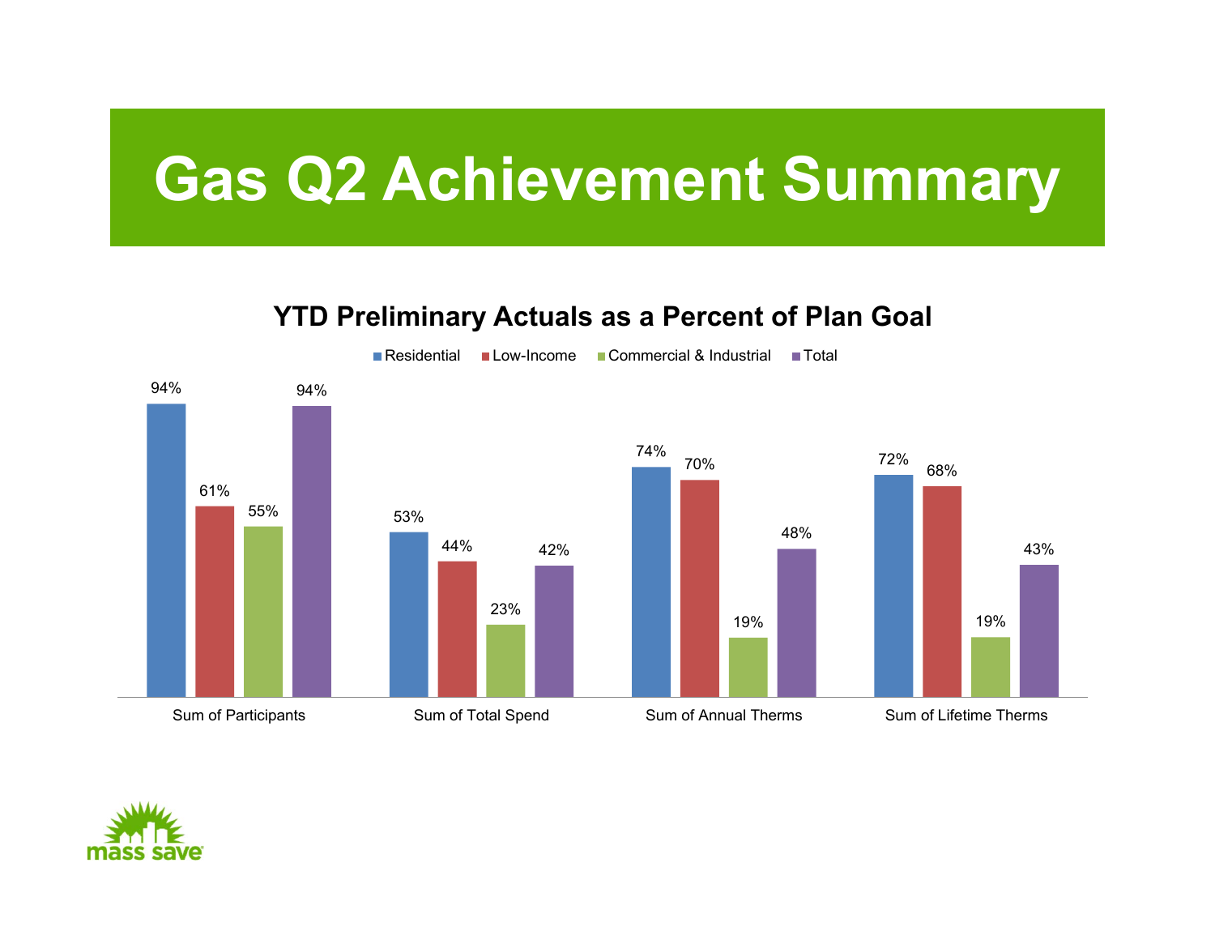# Gas Q2 Achievement Summary

## YTD Preliminary Actuals as a Percent of Plan Goal

| | Residential | Low-Income | Commercial & Industrial | Total |
|---|---|---|---|---|
| Sum of Participants | 94% | 61% | 55% | 94% |
| Sum of Total Spend | 53% | 44% | 23% | 42% |
| Sum of Annual Therms | 74% | 70% | 19% | 48% |
| Sum of Lifetime Therms | 72% | 68% | 19% | 43% |

mass save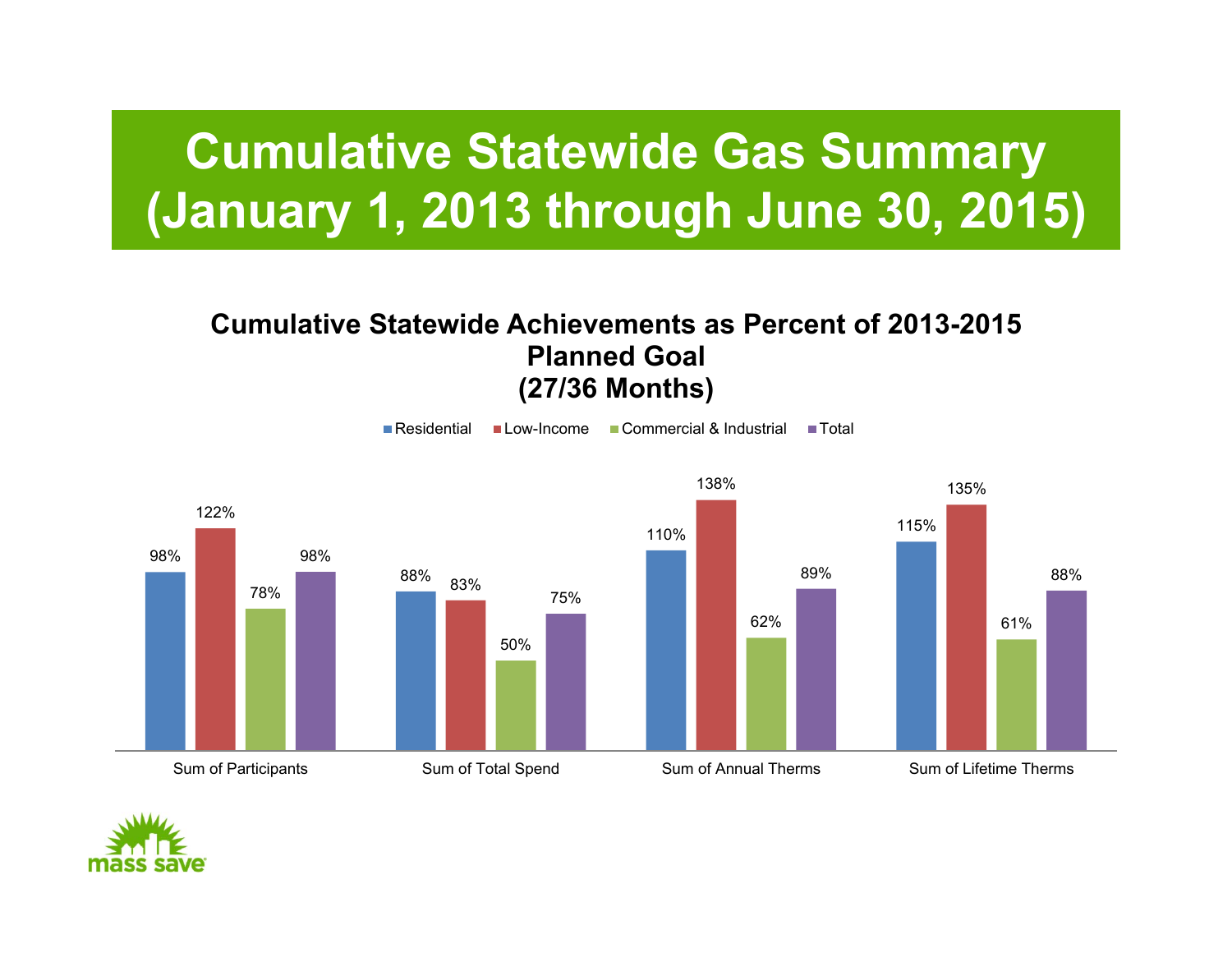# Cumulative Statewide Gas Summary (January 1, 2013 through June 30, 2015)

**Cumulative Statewide Achievements as Percent of 2013-2015 Planned Goal (27/36 Months)**

| | Residential | Low-Income | Commercial & Industrial | Total |
|---|---|---|---|---|
| Sum of Participants | 98% | 122% | 78% | 98% |
| Sum of Total Spend | 88% | 83% | 50% | 75% |
| Sum of Annual Therms | 110% | 138% | 62% | 89% |
| Sum of Lifetime Therms | 115% | 135% | 61% | 88% |

mass save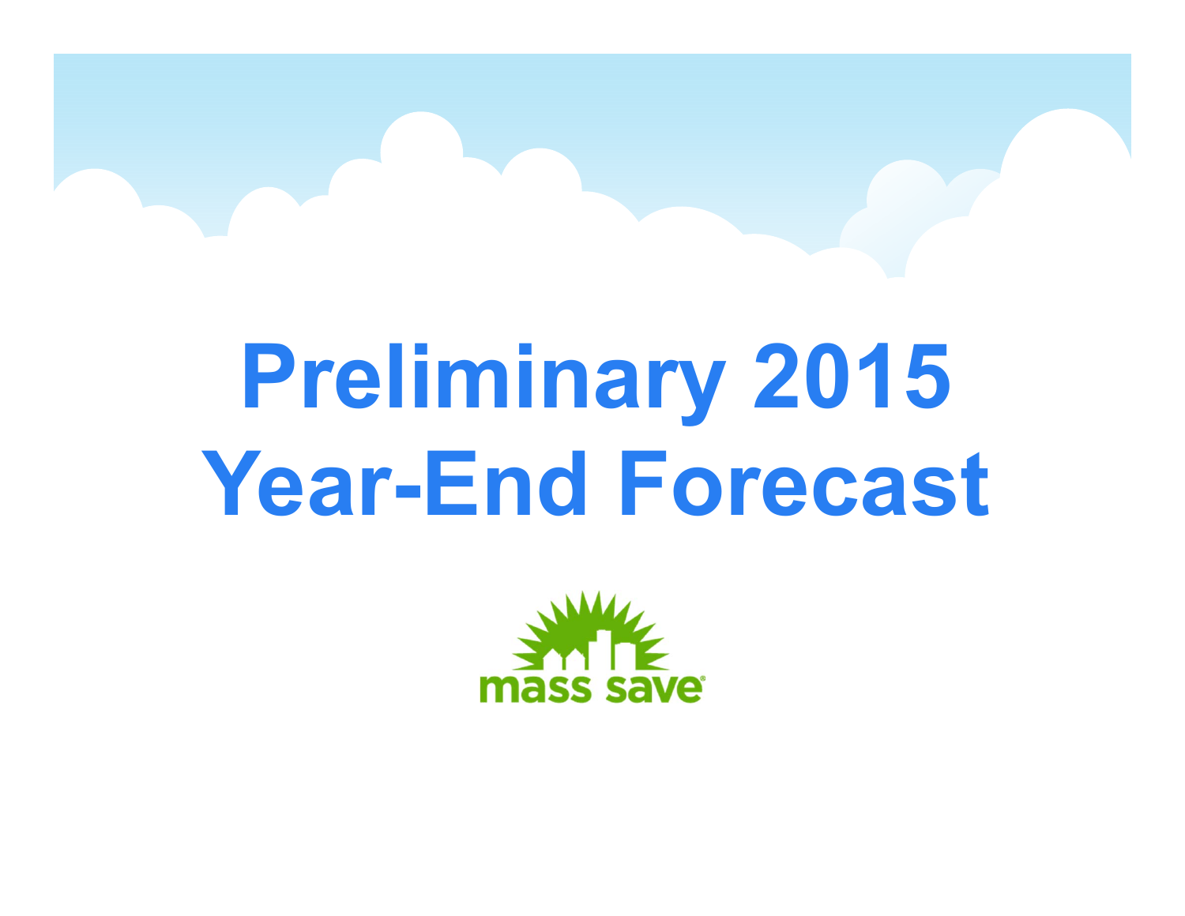# Preliminary 2015 Year-End Forecast

mass save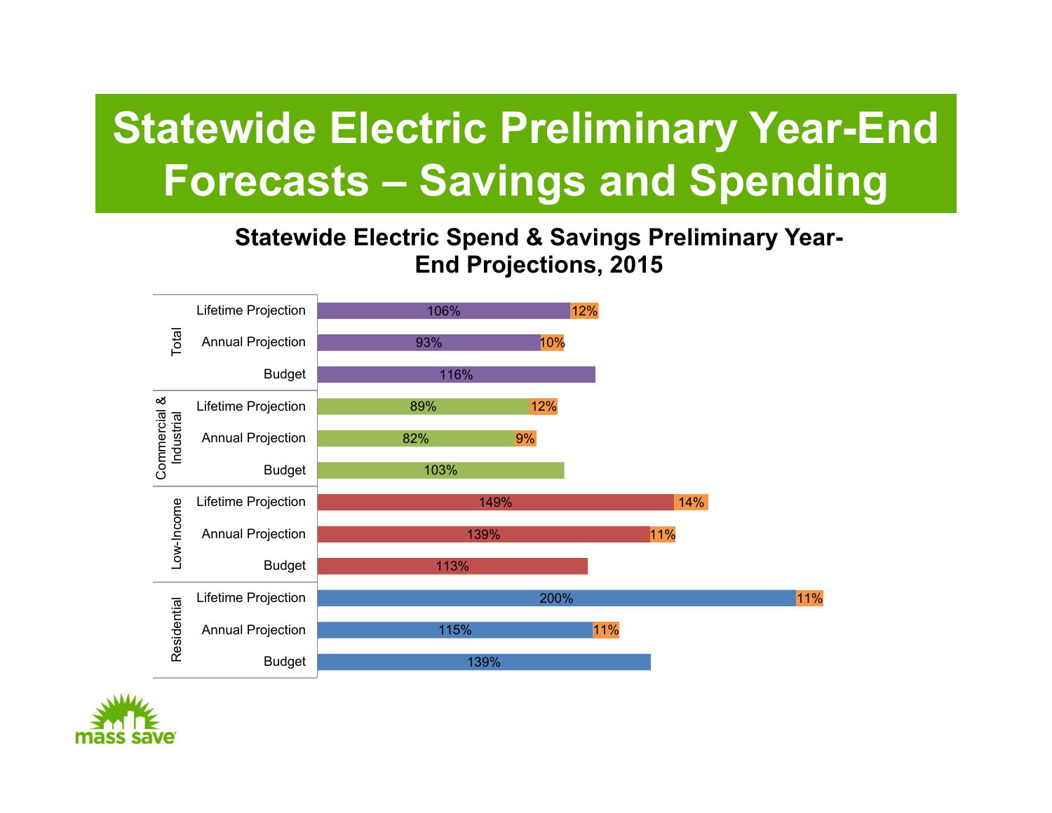# Statewide Electric Preliminary Year-End Forecasts – Savings and Spending

**Statewide Electric Spend & Savings Preliminary Year-End Projections, 2015**

| Sector | Measure | Value | Additional |
|---|---|---|---|
| Total | Lifetime Projection | 106% | 12% |
| | Annual Projection | 93% | 10% |
| | Budget | 116% | |
| Commercial & Industrial | Lifetime Projection | 89% | 12% |
| | Annual Projection | 82% | 9% |
| | Budget | 103% | |
| Low-Income | Lifetime Projection | 149% | 14% |
| | Annual Projection | 139% | 11% |
| | Budget | 113% | |
| Residential | Lifetime Projection | 200% | 11% |
| | Annual Projection | 115% | 11% |
| | Budget | 139% | |

mass save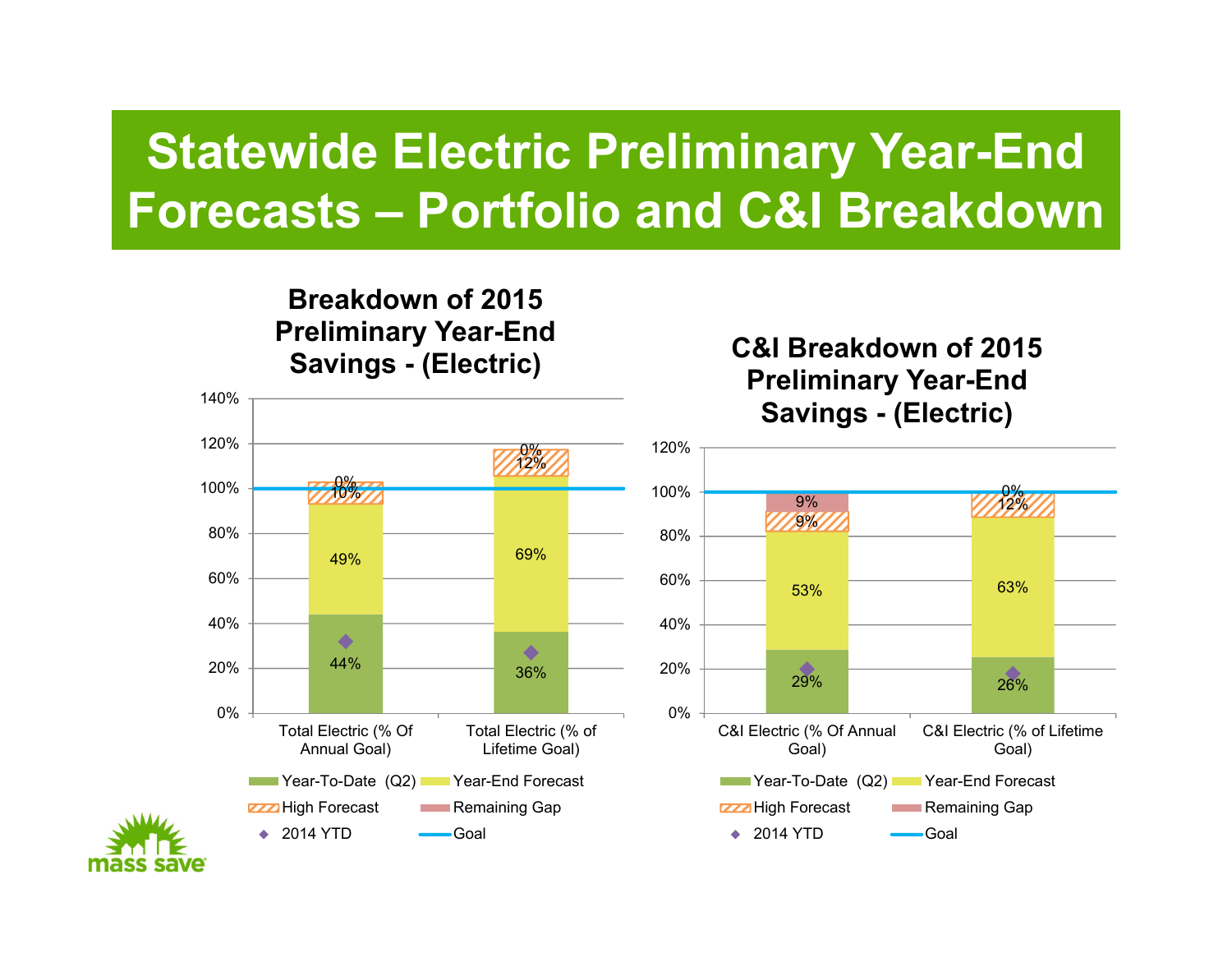# Statewide Electric Preliminary Year-End Forecasts – Portfolio and C&I Breakdown

## Breakdown of 2015 Preliminary Year-End Savings - (Electric)

| | Total Electric (% Of Annual Goal) | Total Electric (% of Lifetime Goal) |
|---|---|---|
| Year-To-Date (Q2) | 44% | 36% |
| Year-End Forecast | 49% | 69% |
| High Forecast | 10% | 12% |
| Remaining Gap | 0% | 0% |

Legend: Year-To-Date (Q2), Year-End Forecast, High Forecast, Remaining Gap, 2014 YTD, Goal

## C&I Breakdown of 2015 Preliminary Year-End Savings - (Electric)

| | C&I Electric (% Of Annual Goal) | C&I Electric (% of Lifetime Goal) |
|---|---|---|
| Year-To-Date (Q2) | 29% | 26% |
| Year-End Forecast | 53% | 63% |
| High Forecast | 9% | 12% |
| Remaining Gap | 9% | 0% |

Legend: Year-To-Date (Q2), Year-End Forecast, High Forecast, Remaining Gap, 2014 YTD, Goal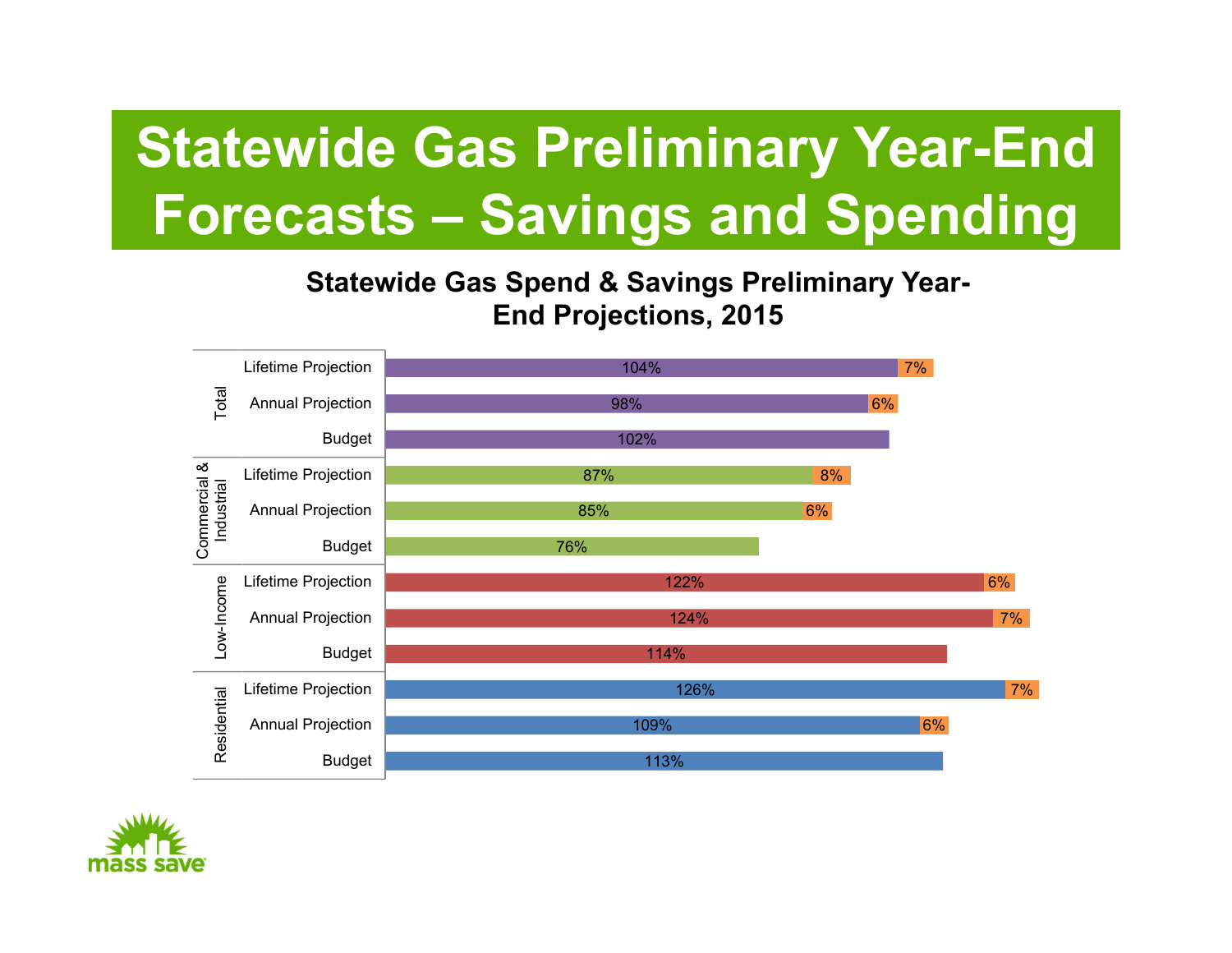# Statewide Gas Preliminary Year-End Forecasts – Savings and Spending

**Statewide Gas Spend & Savings Preliminary Year-End Projections, 2015**

| Sector | Measure | Value | Additional |
|---|---|---|---|
| Total | Lifetime Projection | 104% | 7% |
| | Annual Projection | 98% | 6% |
| | Budget | 102% | |
| Commercial & Industrial | Lifetime Projection | 87% | 8% |
| | Annual Projection | 85% | 6% |
| | Budget | 76% | |
| Low-Income | Lifetime Projection | 122% | 6% |
| | Annual Projection | 124% | 7% |
| | Budget | 114% | |
| Residential | Lifetime Projection | 126% | 7% |
| | Annual Projection | 109% | 6% |
| | Budget | 113% | |

mass save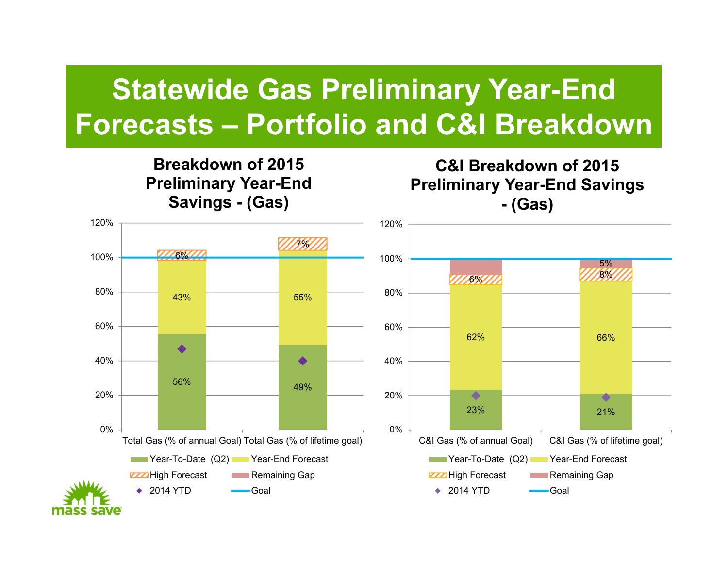# Statewide Gas Preliminary Year-End Forecasts – Portfolio and C&I Breakdown

## Breakdown of 2015 Preliminary Year-End Savings - (Gas)

120%
100%
80%
60%
40%
20%
0%

Total Gas (% of annual Goal)
56%
43%
6%

Total Gas (% of lifetime goal)
49%
55%
7%

Year-To-Date (Q2)
Year-End Forecast
High Forecast
Remaining Gap
2014 YTD
Goal

## C&I Breakdown of 2015 Preliminary Year-End Savings - (Gas)

120%
100%
80%
60%
40%
20%
0%

C&I Gas (% of annual Goal)
23%
62%
6%

C&I Gas (% of lifetime goal)
21%
66%
8%
5%

Year-To-Date (Q2)
Year-End Forecast
High Forecast
Remaining Gap
2014 YTD
Goal

mass save